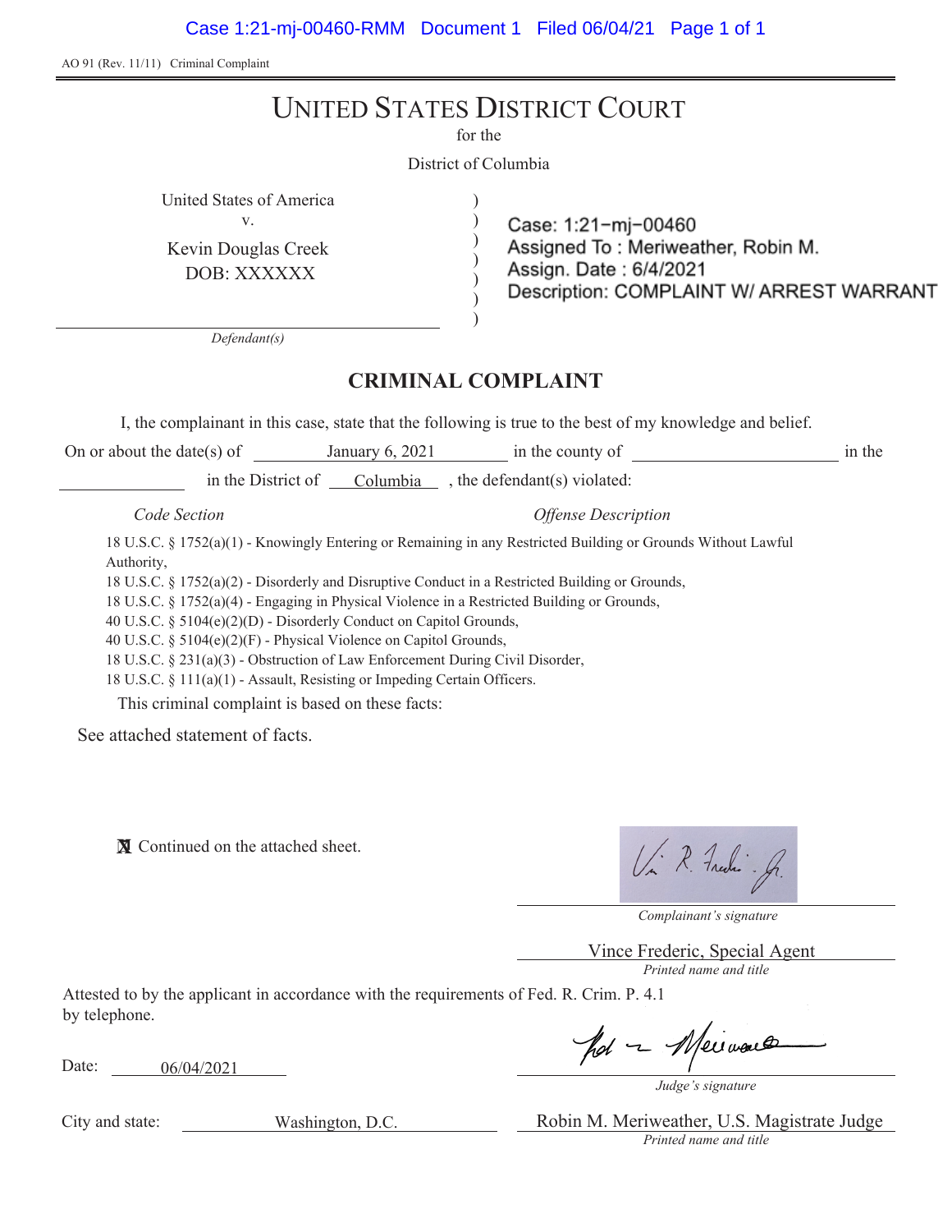AO 91 (Rev. 11/11) Criminal Complaint

# UNITED STATES DISTRICT COURT

for the

District of Columbia

United States of America
v.
Kevin Douglas Creek
DOB: XXXXXX

*Defendant(s)*

Case: 1:21-mj-00460
Assigned To : Meriweather, Robin M.
Assign. Date : 6/4/2021
Description: COMPLAINT W/ ARREST WARRANT

## CRIMINAL COMPLAINT

I, the complainant in this case, state that the following is true to the best of my knowledge and belief.

On or about the date(s) of January 6, 2021 in the county of ______________ in the ______________ in the District of Columbia, the defendant(s) violated:

*Code Section* | *Offense Description*

18 U.S.C. § 1752(a)(1) - Knowingly Entering or Remaining in any Restricted Building or Grounds Without Lawful Authority,
18 U.S.C. § 1752(a)(2) - Disorderly and Disruptive Conduct in a Restricted Building or Grounds,
18 U.S.C. § 1752(a)(4) - Engaging in Physical Violence in a Restricted Building or Grounds,
40 U.S.C. § 5104(e)(2)(D) - Disorderly Conduct on Capitol Grounds,
40 U.S.C. § 5104(e)(2)(F) - Physical Violence on Capitol Grounds,
18 U.S.C. § 231(a)(3) - Obstruction of Law Enforcement During Civil Disorder,
18 U.S.C. § 111(a)(1) - Assault, Resisting or Impeding Certain Officers.

This criminal complaint is based on these facts:

See attached statement of facts.

☒ Continued on the attached sheet.

_Complainant's signature_

Vince Frederic, Special Agent
*Printed name and title*

Attested to by the applicant in accordance with the requirements of Fed. R. Crim. P. 4.1 by telephone.

Date: 06/04/2021

*Judge's signature*

City and state: Washington, D.C.

Robin M. Meriweather, U.S. Magistrate Judge
*Printed name and title*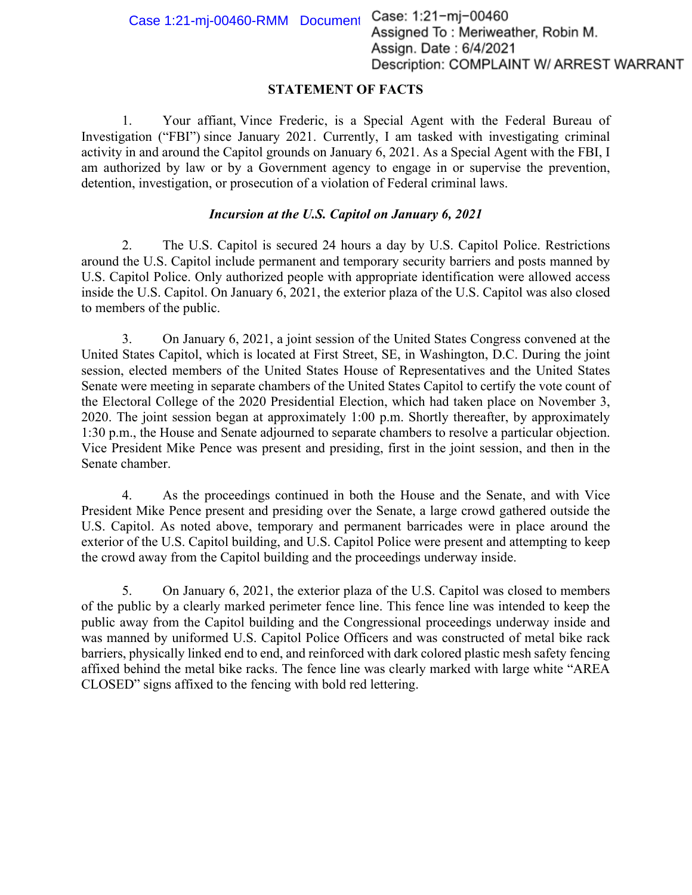## STATEMENT OF FACTS

1. Your affiant, Vince Frederic, is a Special Agent with the Federal Bureau of Investigation ("FBI") since January 2021. Currently, I am tasked with investigating criminal activity in and around the Capitol grounds on January 6, 2021. As a Special Agent with the FBI, I am authorized by law or by a Government agency to engage in or supervise the prevention, detention, investigation, or prosecution of a violation of Federal criminal laws.

### *Incursion at the U.S. Capitol on January 6, 2021*

2. The U.S. Capitol is secured 24 hours a day by U.S. Capitol Police. Restrictions around the U.S. Capitol include permanent and temporary security barriers and posts manned by U.S. Capitol Police. Only authorized people with appropriate identification were allowed access inside the U.S. Capitol. On January 6, 2021, the exterior plaza of the U.S. Capitol was also closed to members of the public.

3. On January 6, 2021, a joint session of the United States Congress convened at the United States Capitol, which is located at First Street, SE, in Washington, D.C. During the joint session, elected members of the United States House of Representatives and the United States Senate were meeting in separate chambers of the United States Capitol to certify the vote count of the Electoral College of the 2020 Presidential Election, which had taken place on November 3, 2020. The joint session began at approximately 1:00 p.m. Shortly thereafter, by approximately 1:30 p.m., the House and Senate adjourned to separate chambers to resolve a particular objection. Vice President Mike Pence was present and presiding, first in the joint session, and then in the Senate chamber.

4. As the proceedings continued in both the House and the Senate, and with Vice President Mike Pence present and presiding over the Senate, a large crowd gathered outside the U.S. Capitol. As noted above, temporary and permanent barricades were in place around the exterior of the U.S. Capitol building, and U.S. Capitol Police were present and attempting to keep the crowd away from the Capitol building and the proceedings underway inside.

5. On January 6, 2021, the exterior plaza of the U.S. Capitol was closed to members of the public by a clearly marked perimeter fence line. This fence line was intended to keep the public away from the Capitol building and the Congressional proceedings underway inside and was manned by uniformed U.S. Capitol Police Officers and was constructed of metal bike rack barriers, physically linked end to end, and reinforced with dark colored plastic mesh safety fencing affixed behind the metal bike racks. The fence line was clearly marked with large white "AREA CLOSED" signs affixed to the fencing with bold red lettering.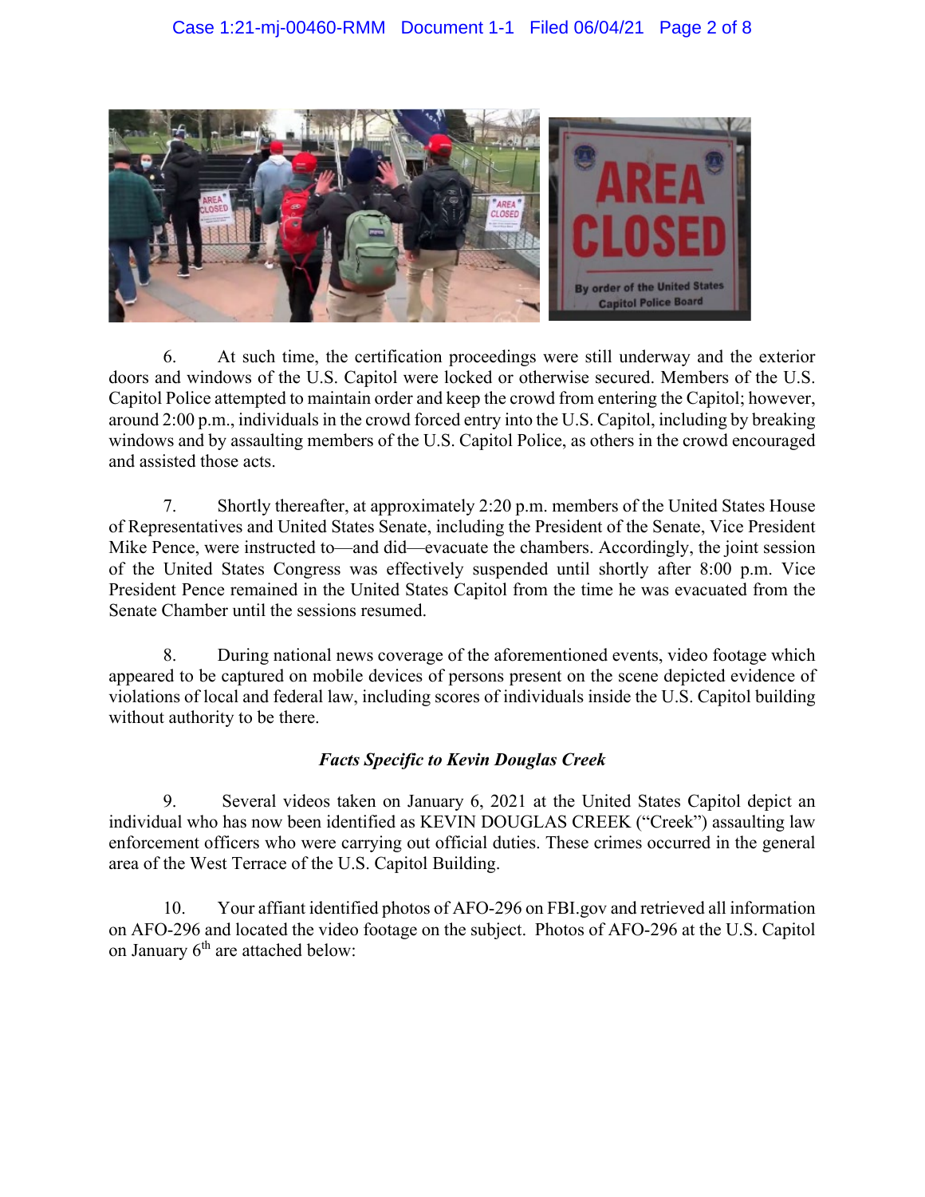6. At such time, the certification proceedings were still underway and the exterior doors and windows of the U.S. Capitol were locked or otherwise secured. Members of the U.S. Capitol Police attempted to maintain order and keep the crowd from entering the Capitol; however, around 2:00 p.m., individuals in the crowd forced entry into the U.S. Capitol, including by breaking windows and by assaulting members of the U.S. Capitol Police, as others in the crowd encouraged and assisted those acts.

7. Shortly thereafter, at approximately 2:20 p.m. members of the United States House of Representatives and United States Senate, including the President of the Senate, Vice President Mike Pence, were instructed to—and did—evacuate the chambers. Accordingly, the joint session of the United States Congress was effectively suspended until shortly after 8:00 p.m. Vice President Pence remained in the United States Capitol from the time he was evacuated from the Senate Chamber until the sessions resumed.

8. During national news coverage of the aforementioned events, video footage which appeared to be captured on mobile devices of persons present on the scene depicted evidence of violations of local and federal law, including scores of individuals inside the U.S. Capitol building without authority to be there.

### *Facts Specific to Kevin Douglas Creek*

9. Several videos taken on January 6, 2021 at the United States Capitol depict an individual who has now been identified as KEVIN DOUGLAS CREEK ("Creek") assaulting law enforcement officers who were carrying out official duties. These crimes occurred in the general area of the West Terrace of the U.S. Capitol Building.

10. Your affiant identified photos of AFO-296 on FBI.gov and retrieved all information on AFO-296 and located the video footage on the subject. Photos of AFO-296 at the U.S. Capitol on January 6th are attached below: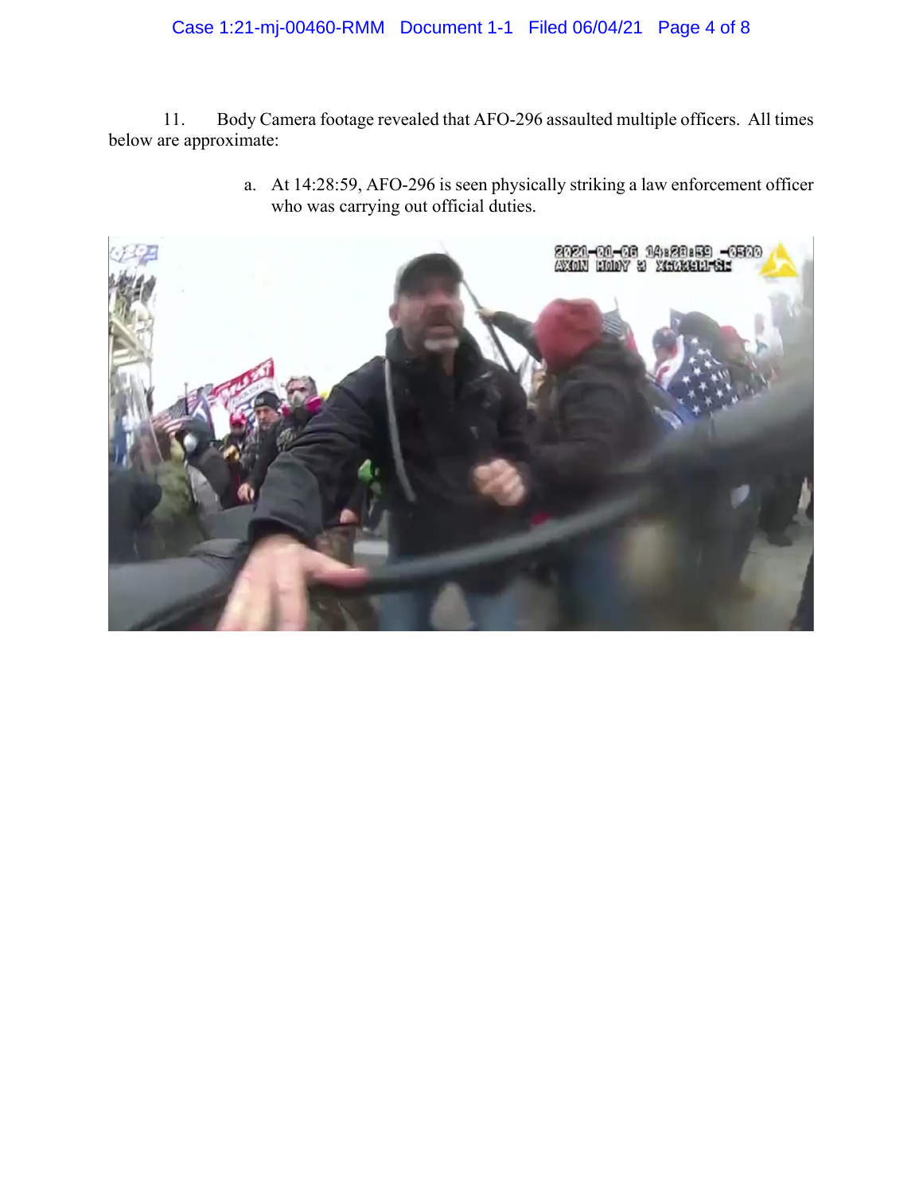11. Body Camera footage revealed that AFO-296 assaulted multiple officers. All times below are approximate:

   a. At 14:28:59, AFO-296 is seen physically striking a law enforcement officer who was carrying out official duties.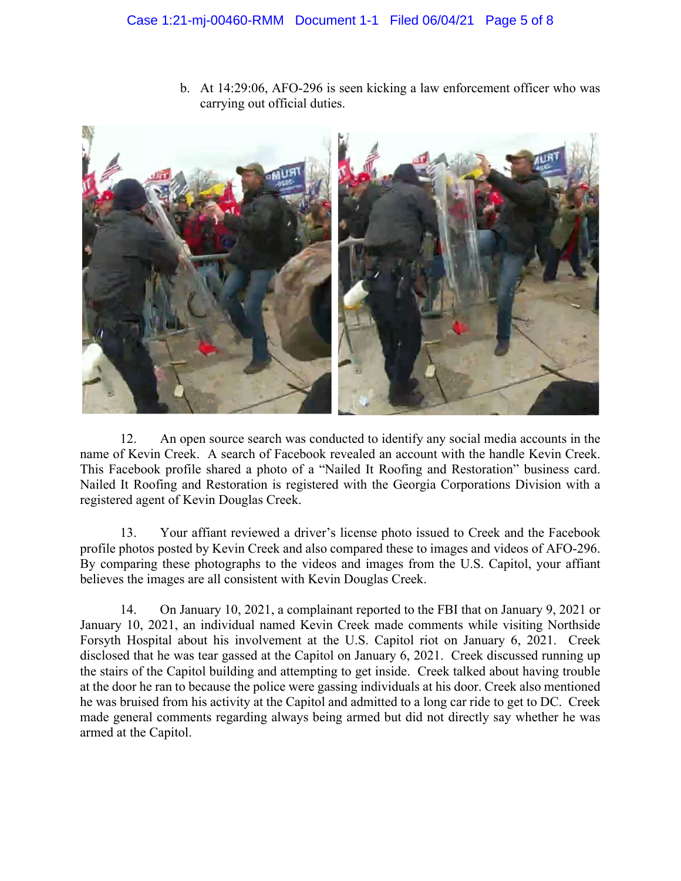b. At 14:29:06, AFO-296 is seen kicking a law enforcement officer who was carrying out official duties.

12. An open source search was conducted to identify any social media accounts in the name of Kevin Creek. A search of Facebook revealed an account with the handle Kevin Creek. This Facebook profile shared a photo of a "Nailed It Roofing and Restoration" business card. Nailed It Roofing and Restoration is registered with the Georgia Corporations Division with a registered agent of Kevin Douglas Creek.

13. Your affiant reviewed a driver's license photo issued to Creek and the Facebook profile photos posted by Kevin Creek and also compared these to images and videos of AFO-296. By comparing these photographs to the videos and images from the U.S. Capitol, your affiant believes the images are all consistent with Kevin Douglas Creek.

14. On January 10, 2021, a complainant reported to the FBI that on January 9, 2021 or January 10, 2021, an individual named Kevin Creek made comments while visiting Northside Forsyth Hospital about his involvement at the U.S. Capitol riot on January 6, 2021. Creek disclosed that he was tear gassed at the Capitol on January 6, 2021. Creek discussed running up the stairs of the Capitol building and attempting to get inside. Creek talked about having trouble at the door he ran to because the police were gassing individuals at his door. Creek also mentioned he was bruised from his activity at the Capitol and admitted to a long car ride to get to DC. Creek made general comments regarding always being armed but did not directly say whether he was armed at the Capitol.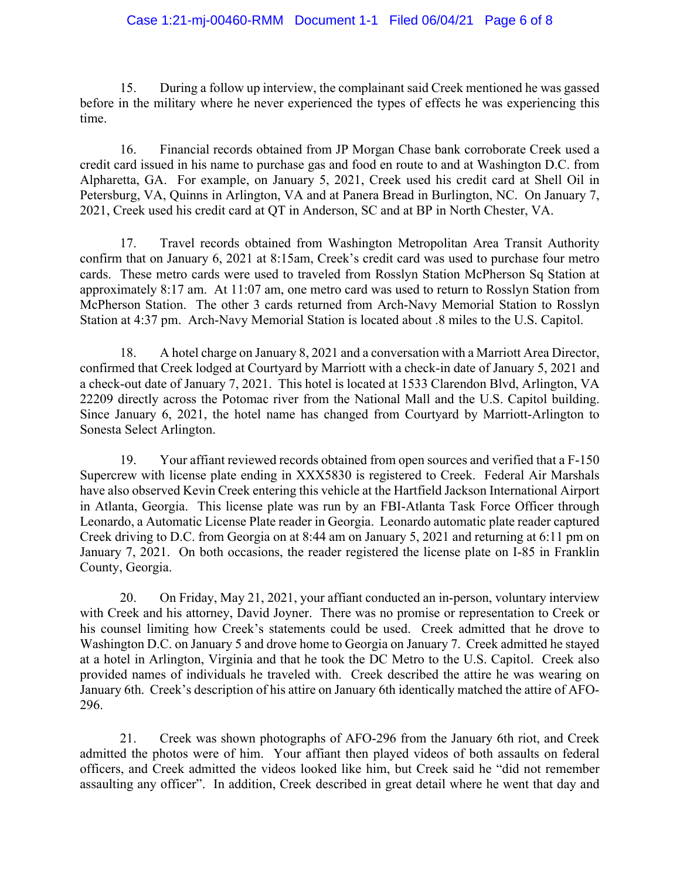15. During a follow up interview, the complainant said Creek mentioned he was gassed before in the military where he never experienced the types of effects he was experiencing this time.

16. Financial records obtained from JP Morgan Chase bank corroborate Creek used a credit card issued in his name to purchase gas and food en route to and at Washington D.C. from Alpharetta, GA. For example, on January 5, 2021, Creek used his credit card at Shell Oil in Petersburg, VA, Quinns in Arlington, VA and at Panera Bread in Burlington, NC. On January 7, 2021, Creek used his credit card at QT in Anderson, SC and at BP in North Chester, VA.

17. Travel records obtained from Washington Metropolitan Area Transit Authority confirm that on January 6, 2021 at 8:15am, Creek's credit card was used to purchase four metro cards. These metro cards were used to traveled from Rosslyn Station McPherson Sq Station at approximately 8:17 am. At 11:07 am, one metro card was used to return to Rosslyn Station from McPherson Station. The other 3 cards returned from Arch-Navy Memorial Station to Rosslyn Station at 4:37 pm. Arch-Navy Memorial Station is located about .8 miles to the U.S. Capitol.

18. A hotel charge on January 8, 2021 and a conversation with a Marriott Area Director, confirmed that Creek lodged at Courtyard by Marriott with a check-in date of January 5, 2021 and a check-out date of January 7, 2021. This hotel is located at 1533 Clarendon Blvd, Arlington, VA 22209 directly across the Potomac river from the National Mall and the U.S. Capitol building. Since January 6, 2021, the hotel name has changed from Courtyard by Marriott-Arlington to Sonesta Select Arlington.

19. Your affiant reviewed records obtained from open sources and verified that a F-150 Supercrew with license plate ending in XXX5830 is registered to Creek. Federal Air Marshals have also observed Kevin Creek entering this vehicle at the Hartfield Jackson International Airport in Atlanta, Georgia. This license plate was run by an FBI-Atlanta Task Force Officer through Leonardo, a Automatic License Plate reader in Georgia. Leonardo automatic plate reader captured Creek driving to D.C. from Georgia on at 8:44 am on January 5, 2021 and returning at 6:11 pm on January 7, 2021. On both occasions, the reader registered the license plate on I-85 in Franklin County, Georgia.

20. On Friday, May 21, 2021, your affiant conducted an in-person, voluntary interview with Creek and his attorney, David Joyner. There was no promise or representation to Creek or his counsel limiting how Creek's statements could be used. Creek admitted that he drove to Washington D.C. on January 5 and drove home to Georgia on January 7. Creek admitted he stayed at a hotel in Arlington, Virginia and that he took the DC Metro to the U.S. Capitol. Creek also provided names of individuals he traveled with. Creek described the attire he was wearing on January 6th. Creek's description of his attire on January 6th identically matched the attire of AFO-296.

21. Creek was shown photographs of AFO-296 from the January 6th riot, and Creek admitted the photos were of him. Your affiant then played videos of both assaults on federal officers, and Creek admitted the videos looked like him, but Creek said he "did not remember assaulting any officer". In addition, Creek described in great detail where he went that day and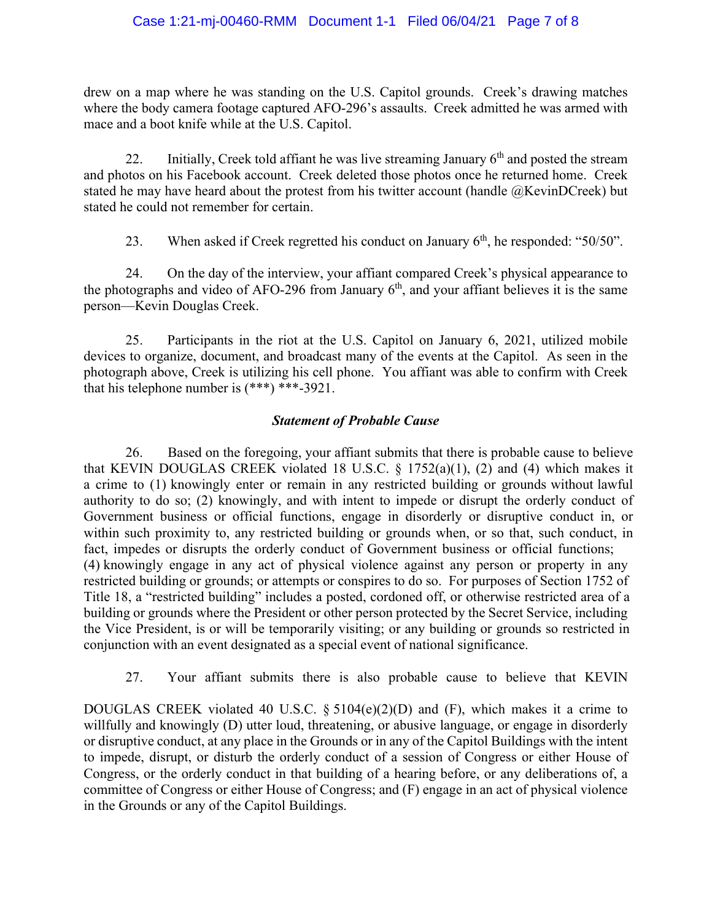drew on a map where he was standing on the U.S. Capitol grounds. Creek's drawing matches where the body camera footage captured AFO-296's assaults. Creek admitted he was armed with mace and a boot knife while at the U.S. Capitol.

22. Initially, Creek told affiant he was live streaming January 6th and posted the stream and photos on his Facebook account. Creek deleted those photos once he returned home. Creek stated he may have heard about the protest from his twitter account (handle @KevinDCreek) but stated he could not remember for certain.

23. When asked if Creek regretted his conduct on January 6th, he responded: "50/50".

24. On the day of the interview, your affiant compared Creek's physical appearance to the photographs and video of AFO-296 from January 6th, and your affiant believes it is the same person—Kevin Douglas Creek.

25. Participants in the riot at the U.S. Capitol on January 6, 2021, utilized mobile devices to organize, document, and broadcast many of the events at the Capitol. As seen in the photograph above, Creek is utilizing his cell phone. You affiant was able to confirm with Creek that his telephone number is (***) ***-3921.

### ***Statement of Probable Cause***

26. Based on the foregoing, your affiant submits that there is probable cause to believe that KEVIN DOUGLAS CREEK violated 18 U.S.C. § 1752(a)(1), (2) and (4) which makes it a crime to (1) knowingly enter or remain in any restricted building or grounds without lawful authority to do so; (2) knowingly, and with intent to impede or disrupt the orderly conduct of Government business or official functions, engage in disorderly or disruptive conduct in, or within such proximity to, any restricted building or grounds when, or so that, such conduct, in fact, impedes or disrupts the orderly conduct of Government business or official functions; (4) knowingly engage in any act of physical violence against any person or property in any restricted building or grounds; or attempts or conspires to do so. For purposes of Section 1752 of Title 18, a "restricted building" includes a posted, cordoned off, or otherwise restricted area of a building or grounds where the President or other person protected by the Secret Service, including the Vice President, is or will be temporarily visiting; or any building or grounds so restricted in conjunction with an event designated as a special event of national significance.

27. Your affiant submits there is also probable cause to believe that KEVIN DOUGLAS CREEK violated 40 U.S.C. § 5104(e)(2)(D) and (F), which makes it a crime to willfully and knowingly (D) utter loud, threatening, or abusive language, or engage in disorderly or disruptive conduct, at any place in the Grounds or in any of the Capitol Buildings with the intent to impede, disrupt, or disturb the orderly conduct of a session of Congress or either House of Congress, or the orderly conduct in that building of a hearing before, or any deliberations of, a committee of Congress or either House of Congress; and (F) engage in an act of physical violence in the Grounds or any of the Capitol Buildings.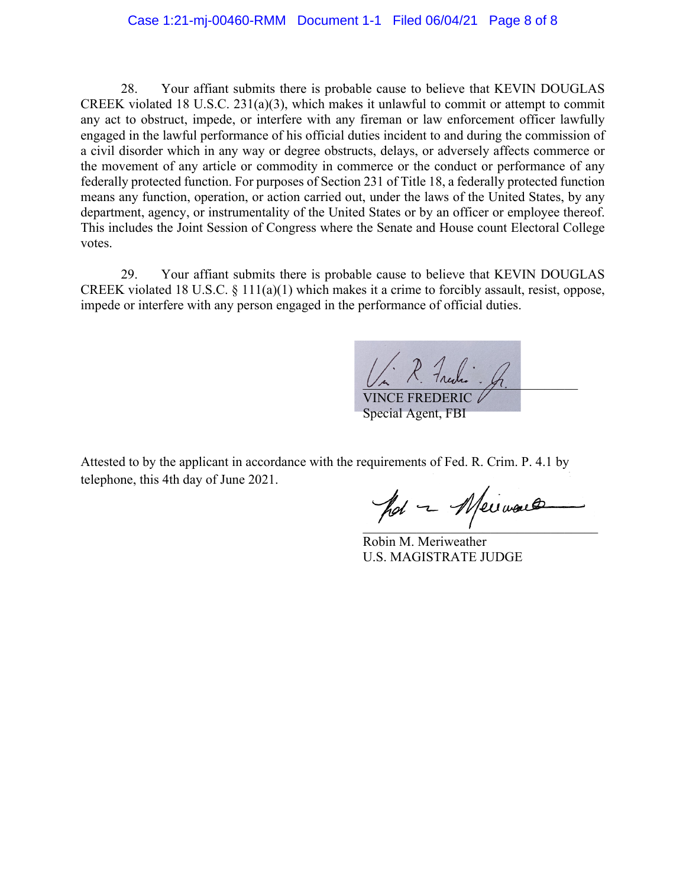28. Your affiant submits there is probable cause to believe that KEVIN DOUGLAS CREEK violated 18 U.S.C. 231(a)(3), which makes it unlawful to commit or attempt to commit any act to obstruct, impede, or interfere with any fireman or law enforcement officer lawfully engaged in the lawful performance of his official duties incident to and during the commission of a civil disorder which in any way or degree obstructs, delays, or adversely affects commerce or the movement of any article or commodity in commerce or the conduct or performance of any federally protected function. For purposes of Section 231 of Title 18, a federally protected function means any function, operation, or action carried out, under the laws of the United States, by any department, agency, or instrumentality of the United States or by an officer or employee thereof. This includes the Joint Session of Congress where the Senate and House count Electoral College votes.

29. Your affiant submits there is probable cause to believe that KEVIN DOUGLAS CREEK violated 18 U.S.C. § 111(a)(1) which makes it a crime to forcibly assault, resist, oppose, impede or interfere with any person engaged in the performance of official duties.

VINCE FREDERIC
Special Agent, FBI

Attested to by the applicant in accordance with the requirements of Fed. R. Crim. P. 4.1 by telephone, this 4th day of June 2021.

Robin M. Meriweather
U.S. MAGISTRATE JUDGE